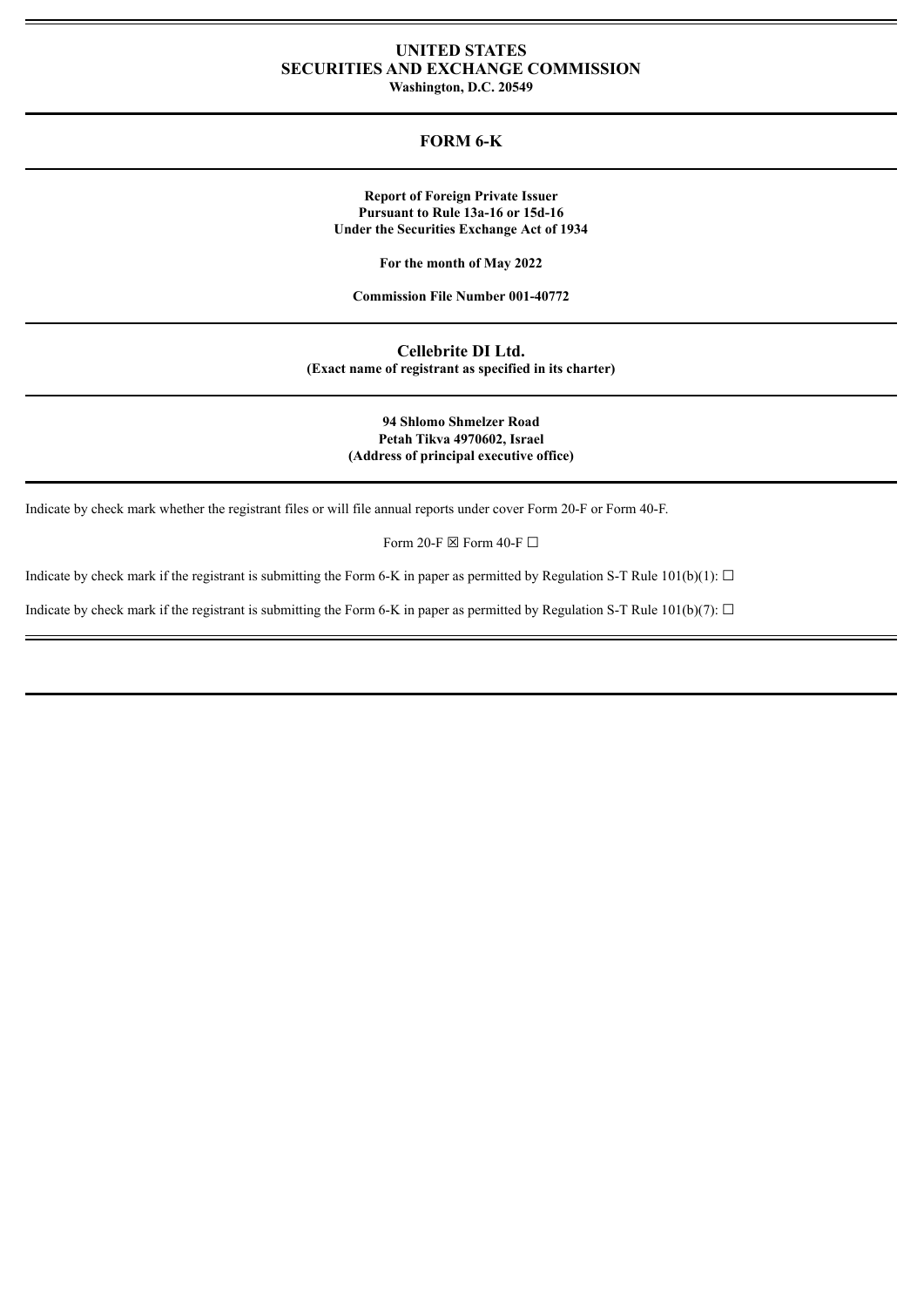**UNITED STATES**
**SECURITIES AND EXCHANGE COMMISSION**
**Washington, D.C. 20549**

# FORM 6-K

**Report of Foreign Private Issuer**
**Pursuant to Rule 13a-16 or 15d-16**
**Under the Securities Exchange Act of 1934**

**For the month of May 2022**

**Commission File Number 001-40772**

## Cellebrite DI Ltd.

**(Exact name of registrant as specified in its charter)**

**94 Shlomo Shmelzer Road**
**Petah Tikva 4970602, Israel**
**(Address of principal executive office)**

Indicate by check mark whether the registrant files or will file annual reports under cover Form 20-F or Form 40-F.

Form 20-F ☒ Form 40-F ☐

Indicate by check mark if the registrant is submitting the Form 6-K in paper as permitted by Regulation S-T Rule 101(b)(1): ☐

Indicate by check mark if the registrant is submitting the Form 6-K in paper as permitted by Regulation S-T Rule 101(b)(7): ☐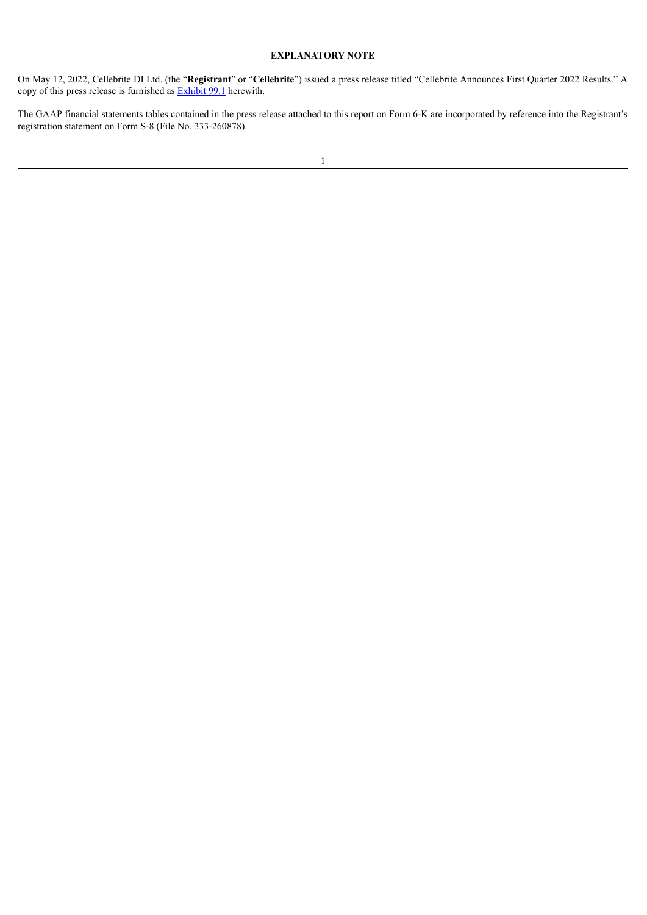## EXPLANATORY NOTE

On May 12, 2022, Cellebrite DI Ltd. (the "**Registrant**" or "**Cellebrite**") issued a press release titled "Cellebrite Announces First Quarter 2022 Results." A copy of this press release is furnished as Exhibit 99.1 herewith.

The GAAP financial statements tables contained in the press release attached to this report on Form 6-K are incorporated by reference into the Registrant's registration statement on Form S-8 (File No. 333-260878).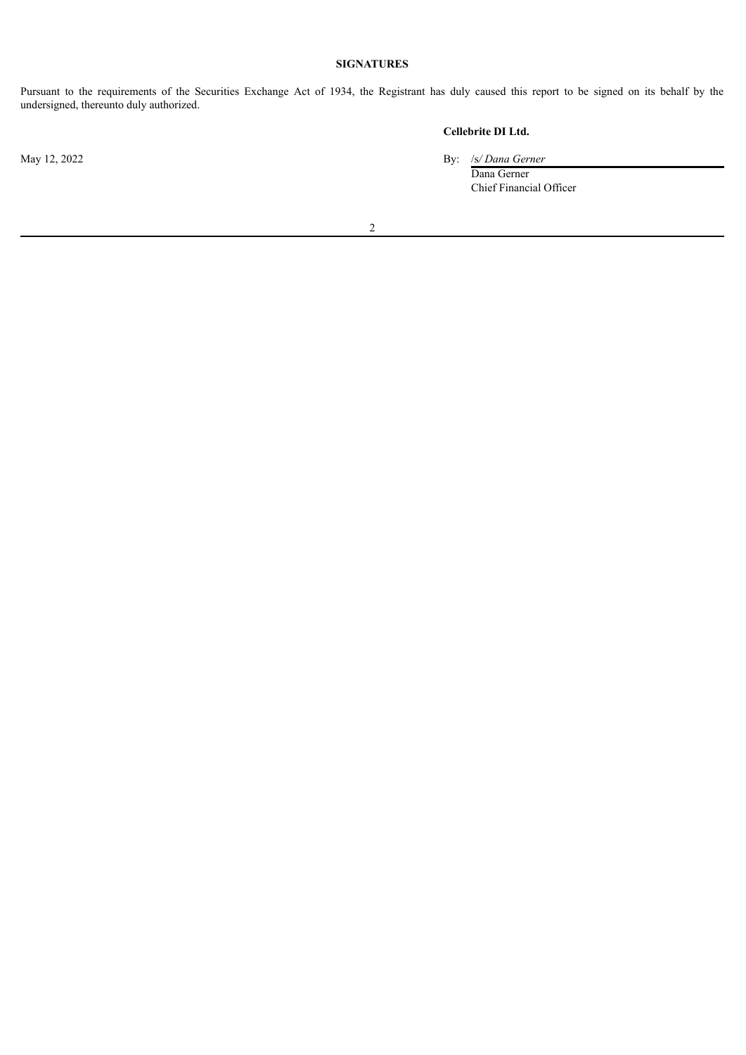**SIGNATURES**

Pursuant to the requirements of the Securities Exchange Act of 1934, the Registrant has duly caused this report to be signed on its behalf by the undersigned, thereunto duly authorized.

**Cellebrite DI Ltd.**

May 12, 2022

By: /s/ *Dana Gerner*
Dana Gerner
Chief Financial Officer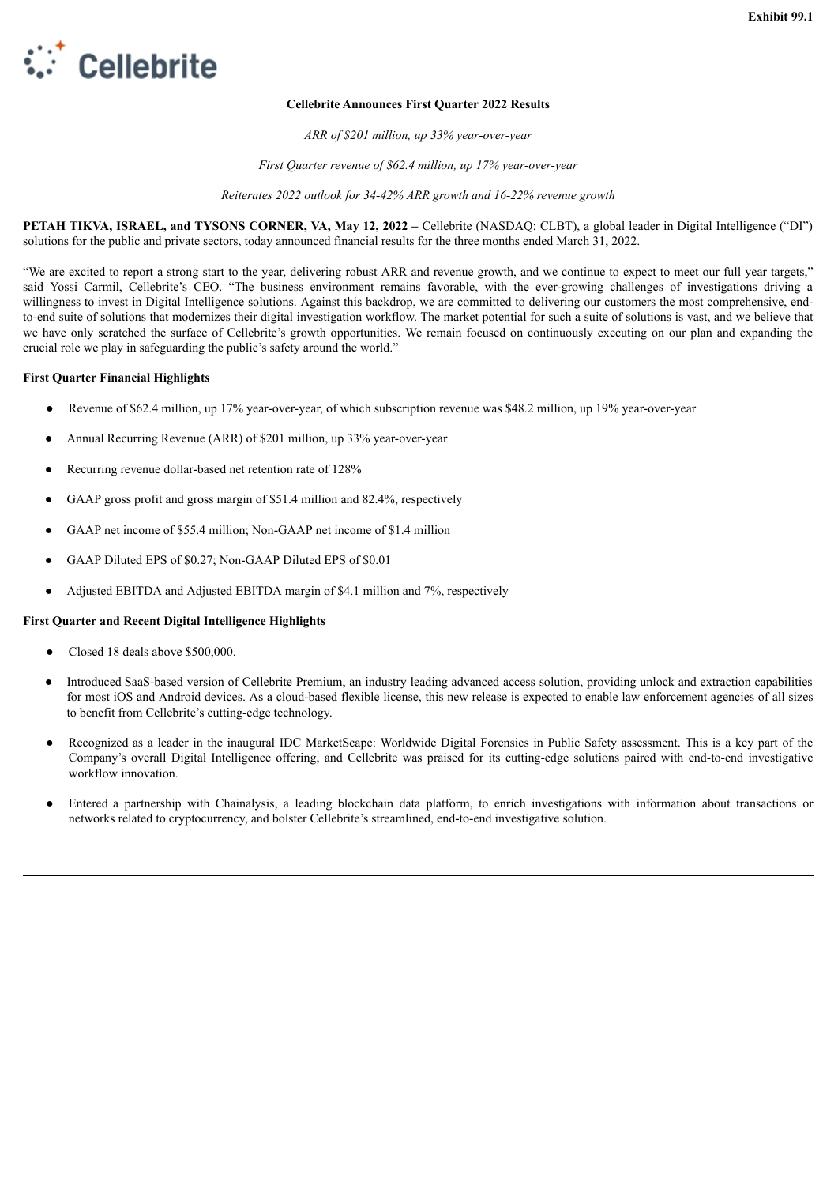**Exhibit 99.1**

Cellebrite

# Cellebrite Announces First Quarter 2022 Results

*ARR of $201 million, up 33% year-over-year*

*First Quarter revenue of $62.4 million, up 17% year-over-year*

*Reiterates 2022 outlook for 34-42% ARR growth and 16-22% revenue growth*

**PETAH TIKVA, ISRAEL, and TYSONS CORNER, VA, May 12, 2022 –** Cellebrite (NASDAQ: CLBT), a global leader in Digital Intelligence ("DI") solutions for the public and private sectors, today announced financial results for the three months ended March 31, 2022.

"We are excited to report a strong start to the year, delivering robust ARR and revenue growth, and we continue to expect to meet our full year targets," said Yossi Carmil, Cellebrite's CEO. "The business environment remains favorable, with the ever-growing challenges of investigations driving a willingness to invest in Digital Intelligence solutions. Against this backdrop, we are committed to delivering our customers the most comprehensive, end-to-end suite of solutions that modernizes their digital investigation workflow. The market potential for such a suite of solutions is vast, and we believe that we have only scratched the surface of Cellebrite's growth opportunities. We remain focused on continuously executing on our plan and expanding the crucial role we play in safeguarding the public's safety around the world."

**First Quarter Financial Highlights**

- Revenue of $62.4 million, up 17% year-over-year, of which subscription revenue was $48.2 million, up 19% year-over-year
- Annual Recurring Revenue (ARR) of $201 million, up 33% year-over-year
- Recurring revenue dollar-based net retention rate of 128%
- GAAP gross profit and gross margin of $51.4 million and 82.4%, respectively
- GAAP net income of $55.4 million; Non-GAAP net income of $1.4 million
- GAAP Diluted EPS of $0.27; Non-GAAP Diluted EPS of $0.01
- Adjusted EBITDA and Adjusted EBITDA margin of $4.1 million and 7%, respectively

**First Quarter and Recent Digital Intelligence Highlights**

- Closed 18 deals above $500,000.
- Introduced SaaS-based version of Cellebrite Premium, an industry leading advanced access solution, providing unlock and extraction capabilities for most iOS and Android devices. As a cloud-based flexible license, this new release is expected to enable law enforcement agencies of all sizes to benefit from Cellebrite's cutting-edge technology.
- Recognized as a leader in the inaugural IDC MarketScape: Worldwide Digital Forensics in Public Safety assessment. This is a key part of the Company's overall Digital Intelligence offering, and Cellebrite was praised for its cutting-edge solutions paired with end-to-end investigative workflow innovation.
- Entered a partnership with Chainalysis, a leading blockchain data platform, to enrich investigations with information about transactions or networks related to cryptocurrency, and bolster Cellebrite's streamlined, end-to-end investigative solution.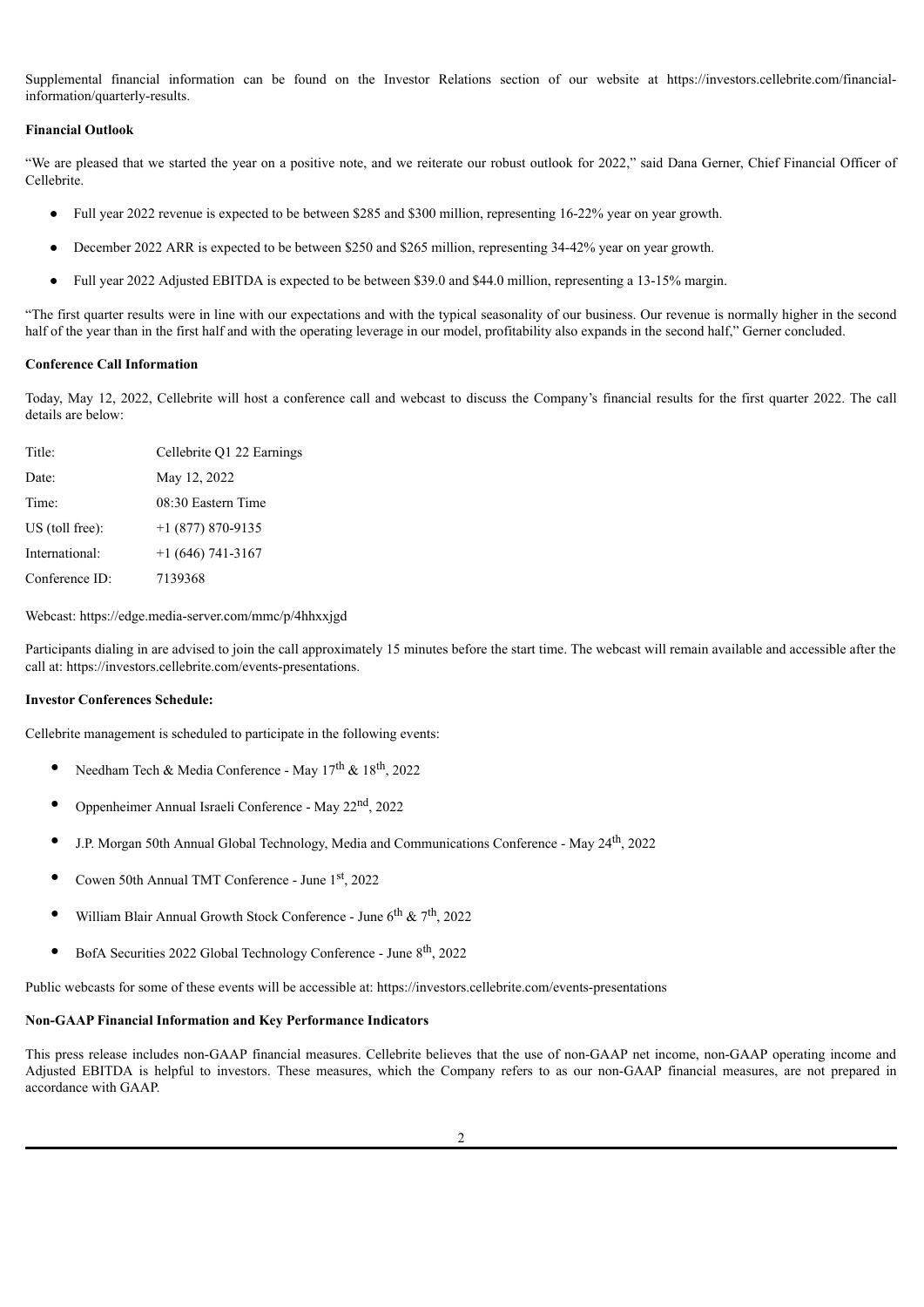Supplemental financial information can be found on the Investor Relations section of our website at https://investors.cellebrite.com/financial-information/quarterly-results.

**Financial Outlook**

"We are pleased that we started the year on a positive note, and we reiterate our robust outlook for 2022," said Dana Gerner, Chief Financial Officer of Cellebrite.

- Full year 2022 revenue is expected to be between $285 and $300 million, representing 16-22% year on year growth.
- December 2022 ARR is expected to be between $250 and $265 million, representing 34-42% year on year growth.
- Full year 2022 Adjusted EBITDA is expected to be between $39.0 and $44.0 million, representing a 13-15% margin.

"The first quarter results were in line with our expectations and with the typical seasonality of our business. Our revenue is normally higher in the second half of the year than in the first half and with the operating leverage in our model, profitability also expands in the second half," Gerner concluded.

**Conference Call Information**

Today, May 12, 2022, Cellebrite will host a conference call and webcast to discuss the Company's financial results for the first quarter 2022. The call details are below:

| | |
|---|---|
| Title: | Cellebrite Q1 22 Earnings |
| Date: | May 12, 2022 |
| Time: | 08:30 Eastern Time |
| US (toll free): | +1 (877) 870-9135 |
| International: | +1 (646) 741-3167 |
| Conference ID: | 7139368 |

Webcast: https://edge.media-server.com/mmc/p/4hhxxjgd

Participants dialing in are advised to join the call approximately 15 minutes before the start time. The webcast will remain available and accessible after the call at: https://investors.cellebrite.com/events-presentations.

**Investor Conferences Schedule:**

Cellebrite management is scheduled to participate in the following events:

- Needham Tech & Media Conference - May 17th & 18th, 2022
- Oppenheimer Annual Israeli Conference - May 22nd, 2022
- J.P. Morgan 50th Annual Global Technology, Media and Communications Conference - May 24th, 2022
- Cowen 50th Annual TMT Conference - June 1st, 2022
- William Blair Annual Growth Stock Conference - June 6th & 7th, 2022
- BofA Securities 2022 Global Technology Conference - June 8th, 2022

Public webcasts for some of these events will be accessible at: https://investors.cellebrite.com/events-presentations

**Non-GAAP Financial Information and Key Performance Indicators**

This press release includes non-GAAP financial measures. Cellebrite believes that the use of non-GAAP net income, non-GAAP operating income and Adjusted EBITDA is helpful to investors. These measures, which the Company refers to as our non-GAAP financial measures, are not prepared in accordance with GAAP.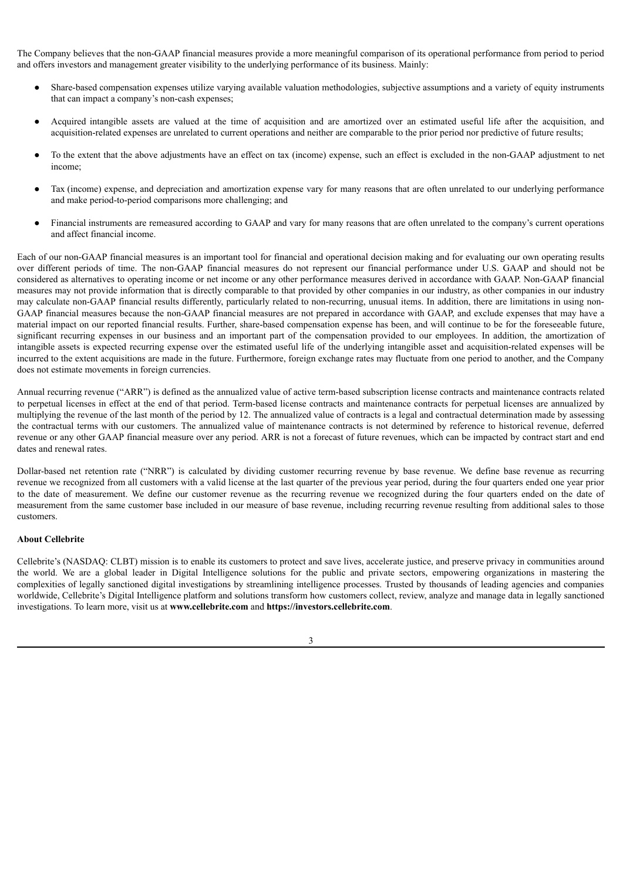The Company believes that the non-GAAP financial measures provide a more meaningful comparison of its operational performance from period to period and offers investors and management greater visibility to the underlying performance of its business. Mainly:

- Share-based compensation expenses utilize varying available valuation methodologies, subjective assumptions and a variety of equity instruments that can impact a company's non-cash expenses;
- Acquired intangible assets are valued at the time of acquisition and are amortized over an estimated useful life after the acquisition, and acquisition-related expenses are unrelated to current operations and neither are comparable to the prior period nor predictive of future results;
- To the extent that the above adjustments have an effect on tax (income) expense, such an effect is excluded in the non-GAAP adjustment to net income;
- Tax (income) expense, and depreciation and amortization expense vary for many reasons that are often unrelated to our underlying performance and make period-to-period comparisons more challenging; and
- Financial instruments are remeasured according to GAAP and vary for many reasons that are often unrelated to the company's current operations and affect financial income.

Each of our non-GAAP financial measures is an important tool for financial and operational decision making and for evaluating our own operating results over different periods of time. The non-GAAP financial measures do not represent our financial performance under U.S. GAAP and should not be considered as alternatives to operating income or net income or any other performance measures derived in accordance with GAAP. Non-GAAP financial measures may not provide information that is directly comparable to that provided by other companies in our industry, as other companies in our industry may calculate non-GAAP financial results differently, particularly related to non-recurring, unusual items. In addition, there are limitations in using non-GAAP financial measures because the non-GAAP financial measures are not prepared in accordance with GAAP, and exclude expenses that may have a material impact on our reported financial results. Further, share-based compensation expense has been, and will continue to be for the foreseeable future, significant recurring expenses in our business and an important part of the compensation provided to our employees. In addition, the amortization of intangible assets is expected recurring expense over the estimated useful life of the underlying intangible asset and acquisition-related expenses will be incurred to the extent acquisitions are made in the future. Furthermore, foreign exchange rates may fluctuate from one period to another, and the Company does not estimate movements in foreign currencies.

Annual recurring revenue ("ARR") is defined as the annualized value of active term-based subscription license contracts and maintenance contracts related to perpetual licenses in effect at the end of that period. Term-based license contracts and maintenance contracts for perpetual licenses are annualized by multiplying the revenue of the last month of the period by 12. The annualized value of contracts is a legal and contractual determination made by assessing the contractual terms with our customers. The annualized value of maintenance contracts is not determined by reference to historical revenue, deferred revenue or any other GAAP financial measure over any period. ARR is not a forecast of future revenues, which can be impacted by contract start and end dates and renewal rates.

Dollar-based net retention rate ("NRR") is calculated by dividing customer recurring revenue by base revenue. We define base revenue as recurring revenue we recognized from all customers with a valid license at the last quarter of the previous year period, during the four quarters ended one year prior to the date of measurement. We define our customer revenue as the recurring revenue we recognized during the four quarters ended on the date of measurement from the same customer base included in our measure of base revenue, including recurring revenue resulting from additional sales to those customers.

**About Cellebrite**

Cellebrite's (NASDAQ: CLBT) mission is to enable its customers to protect and save lives, accelerate justice, and preserve privacy in communities around the world. We are a global leader in Digital Intelligence solutions for the public and private sectors, empowering organizations in mastering the complexities of legally sanctioned digital investigations by streamlining intelligence processes. Trusted by thousands of leading agencies and companies worldwide, Cellebrite's Digital Intelligence platform and solutions transform how customers collect, review, analyze and manage data in legally sanctioned investigations. To learn more, visit us at **www.cellebrite.com** and **https://investors.cellebrite.com**.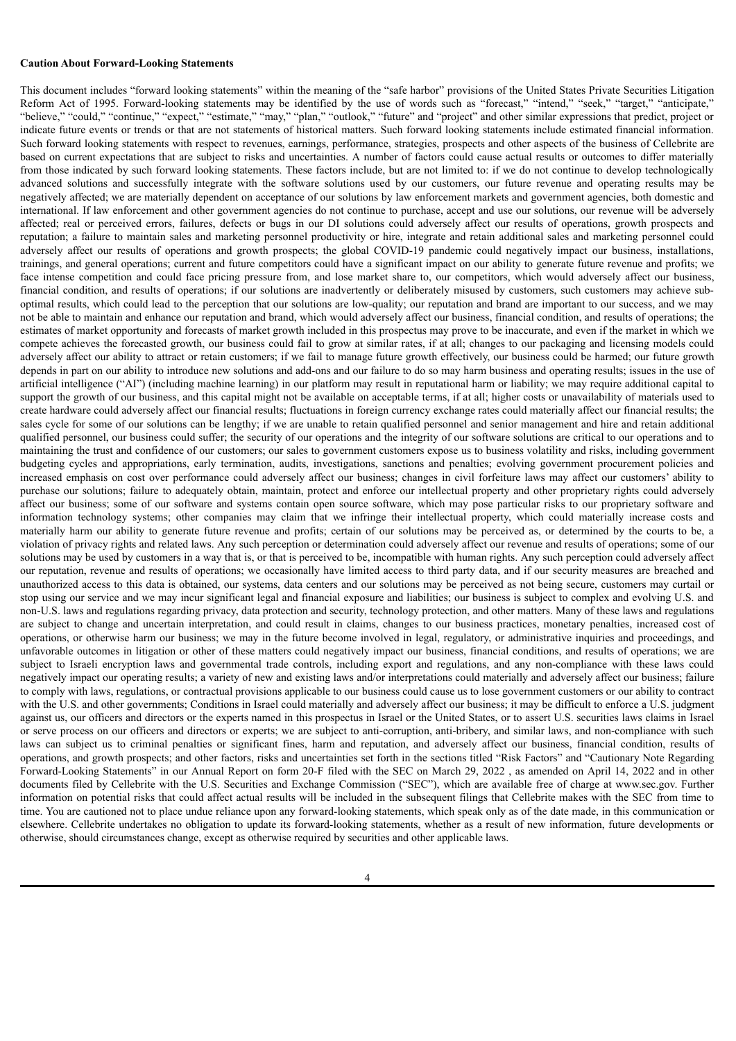**Caution About Forward-Looking Statements**

This document includes "forward looking statements" within the meaning of the "safe harbor" provisions of the United States Private Securities Litigation Reform Act of 1995. Forward-looking statements may be identified by the use of words such as "forecast," "intend," "seek," "target," "anticipate," "believe," "could," "continue," "expect," "estimate," "may," "plan," "outlook," "future" and "project" and other similar expressions that predict, project or indicate future events or trends or that are not statements of historical matters. Such forward looking statements include estimated financial information. Such forward looking statements with respect to revenues, earnings, performance, strategies, prospects and other aspects of the business of Cellebrite are based on current expectations that are subject to risks and uncertainties. A number of factors could cause actual results or outcomes to differ materially from those indicated by such forward looking statements. These factors include, but are not limited to: if we do not continue to develop technologically advanced solutions and successfully integrate with the software solutions used by our customers, our future revenue and operating results may be negatively affected; we are materially dependent on acceptance of our solutions by law enforcement markets and government agencies, both domestic and international. If law enforcement and other government agencies do not continue to purchase, accept and use our solutions, our revenue will be adversely affected; real or perceived errors, failures, defects or bugs in our DI solutions could adversely affect our results of operations, growth prospects and reputation; a failure to maintain sales and marketing personnel productivity or hire, integrate and retain additional sales and marketing personnel could adversely affect our results of operations and growth prospects; the global COVID-19 pandemic could negatively impact our business, installations, trainings, and general operations; current and future competitors could have a significant impact on our ability to generate future revenue and profits; we face intense competition and could face pricing pressure from, and lose market share to, our competitors, which would adversely affect our business, financial condition, and results of operations; if our solutions are inadvertently or deliberately misused by customers, such customers may achieve sub-optimal results, which could lead to the perception that our solutions are low-quality; our reputation and brand are important to our success, and we may not be able to maintain and enhance our reputation and brand, which would adversely affect our business, financial condition, and results of operations; the estimates of market opportunity and forecasts of market growth included in this prospectus may prove to be inaccurate, and even if the market in which we compete achieves the forecasted growth, our business could fail to grow at similar rates, if at all; changes to our packaging and licensing models could adversely affect our ability to attract or retain customers; if we fail to manage future growth effectively, our business could be harmed; our future growth depends in part on our ability to introduce new solutions and add-ons and our failure to do so may harm business and operating results; issues in the use of artificial intelligence ("AI") (including machine learning) in our platform may result in reputational harm or liability; we may require additional capital to support the growth of our business, and this capital might not be available on acceptable terms, if at all; higher costs or unavailability of materials used to create hardware could adversely affect our financial results; fluctuations in foreign currency exchange rates could materially affect our financial results; the sales cycle for some of our solutions can be lengthy; if we are unable to retain qualified personnel and senior management and hire and retain additional qualified personnel, our business could suffer; the security of our operations and the integrity of our software solutions are critical to our operations and to maintaining the trust and confidence of our customers; our sales to government customers expose us to business volatility and risks, including government budgeting cycles and appropriations, early termination, audits, investigations, sanctions and penalties; evolving government procurement policies and increased emphasis on cost over performance could adversely affect our business; changes in civil forfeiture laws may affect our customers' ability to purchase our solutions; failure to adequately obtain, maintain, protect and enforce our intellectual property and other proprietary rights could adversely affect our business; some of our software and systems contain open source software, which may pose particular risks to our proprietary software and information technology systems; other companies may claim that we infringe their intellectual property, which could materially increase costs and materially harm our ability to generate future revenue and profits; certain of our solutions may be perceived as, or determined by the courts to be, a violation of privacy rights and related laws. Any such perception or determination could adversely affect our revenue and results of operations; some of our solutions may be used by customers in a way that is, or that is perceived to be, incompatible with human rights. Any such perception could adversely affect our reputation, revenue and results of operations; we occasionally have limited access to third party data, and if our security measures are breached and unauthorized access to this data is obtained, our systems, data centers and our solutions may be perceived as not being secure, customers may curtail or stop using our service and we may incur significant legal and financial exposure and liabilities; our business is subject to complex and evolving U.S. and non-U.S. laws and regulations regarding privacy, data protection and security, technology protection, and other matters. Many of these laws and regulations are subject to change and uncertain interpretation, and could result in claims, changes to our business practices, monetary penalties, increased cost of operations, or otherwise harm our business; we may in the future become involved in legal, regulatory, or administrative inquiries and proceedings, and unfavorable outcomes in litigation or other of these matters could negatively impact our business, financial conditions, and results of operations; we are subject to Israeli encryption laws and governmental trade controls, including export and regulations, and any non-compliance with these laws could negatively impact our operating results; a variety of new and existing laws and/or interpretations could materially and adversely affect our business; failure to comply with laws, regulations, or contractual provisions applicable to our business could cause us to lose government customers or our ability to contract with the U.S. and other governments; Conditions in Israel could materially and adversely affect our business; it may be difficult to enforce a U.S. judgment against us, our officers and directors or the experts named in this prospectus in Israel or the United States, or to assert U.S. securities laws claims in Israel or serve process on our officers and directors or experts; we are subject to anti-corruption, anti-bribery, and similar laws, and non-compliance with such laws can subject us to criminal penalties or significant fines, harm and reputation, and adversely affect our business, financial condition, results of operations, and growth prospects; and other factors, risks and uncertainties set forth in the sections titled "Risk Factors" and "Cautionary Note Regarding Forward-Looking Statements" in our Annual Report on form 20-F filed with the SEC on March 29, 2022 , as amended on April 14, 2022 and in other documents filed by Cellebrite with the U.S. Securities and Exchange Commission ("SEC"), which are available free of charge at www.sec.gov. Further information on potential risks that could affect actual results will be included in the subsequent filings that Cellebrite makes with the SEC from time to time. You are cautioned not to place undue reliance upon any forward-looking statements, which speak only as of the date made, in this communication or elsewhere. Cellebrite undertakes no obligation to update its forward-looking statements, whether as a result of new information, future developments or otherwise, should circumstances change, except as otherwise required by securities and other applicable laws.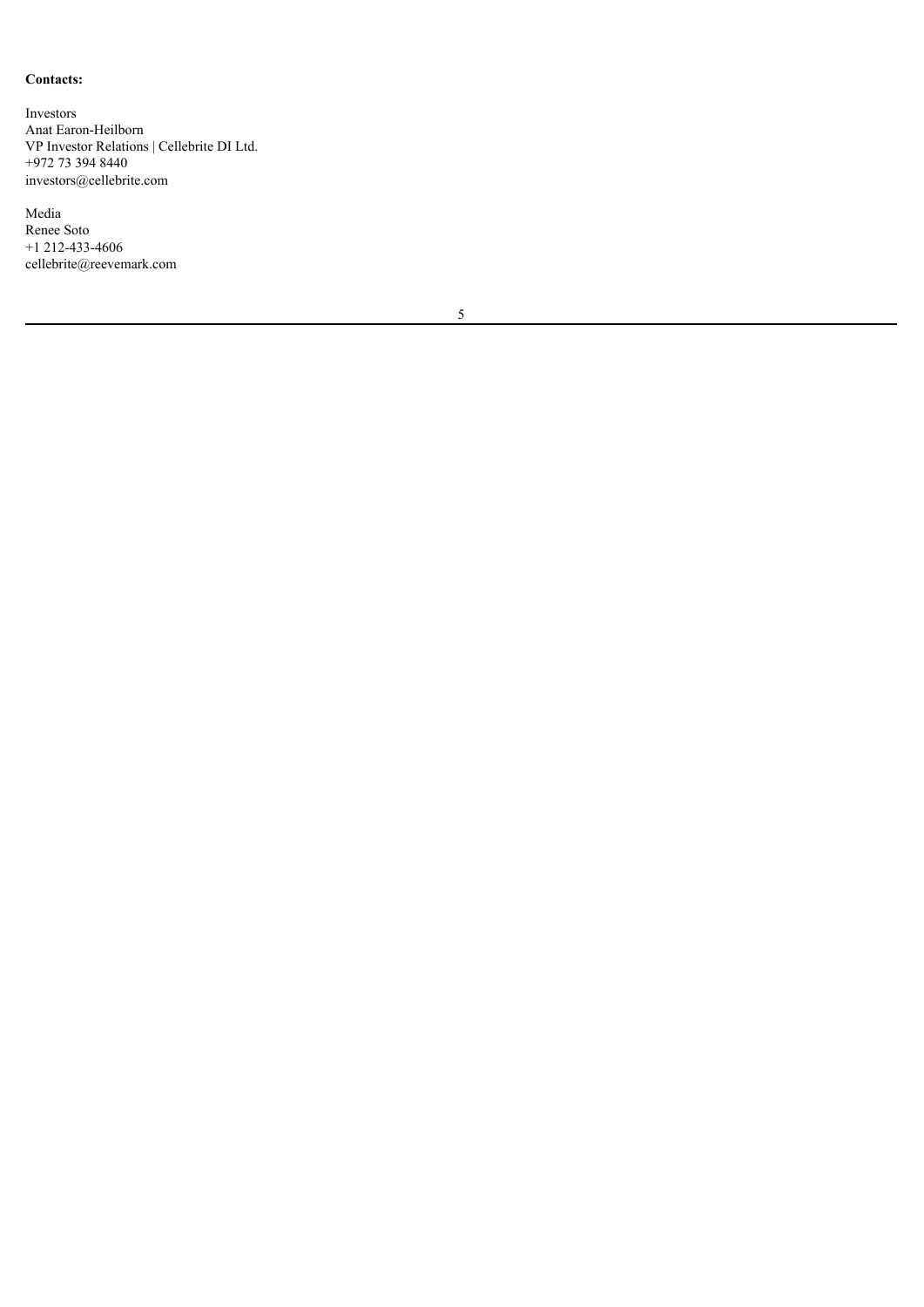**Contacts:**

Investors
Anat Earon-Heilborn
VP Investor Relations | Cellebrite DI Ltd.
+972 73 394 8440
investors@cellebrite.com

Media
Renee Soto
+1 212-433-4606
cellebrite@reevemark.com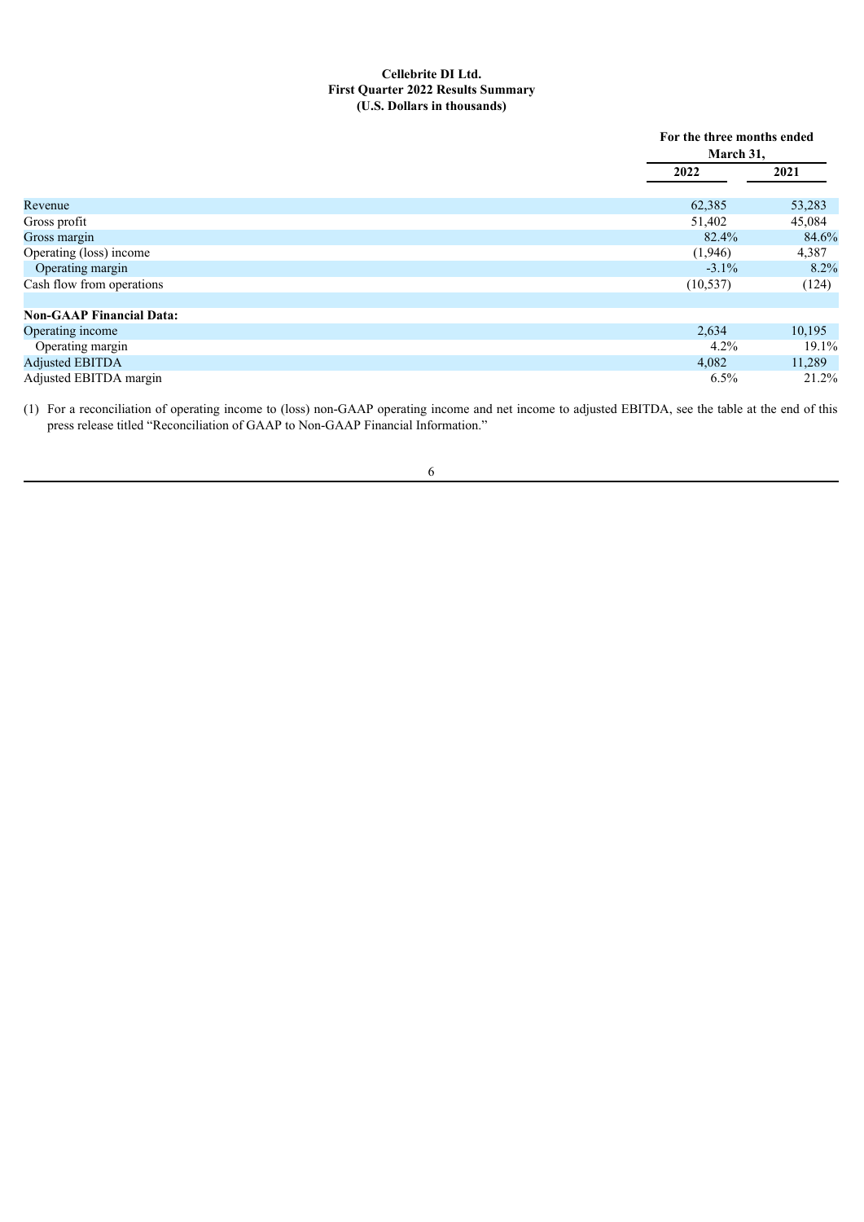**Cellebrite DI Ltd.**
**First Quarter 2022 Results Summary**
**(U.S. Dollars in thousands)**

| | For the three months ended March 31, | |
|---|---|---|
| | **2022** | **2021** |
| Revenue | 62,385 | 53,283 |
| Gross profit | 51,402 | 45,084 |
| Gross margin | 82.4% | 84.6% |
| Operating (loss) income | (1,946) | 4,387 |
| Operating margin | -3.1% | 8.2% |
| Cash flow from operations | (10,537) | (124) |
| **Non-GAAP Financial Data:** | | |
| Operating income | 2,634 | 10,195 |
| Operating margin | 4.2% | 19.1% |
| Adjusted EBITDA | 4,082 | 11,289 |
| Adjusted EBITDA margin | 6.5% | 21.2% |

(1) For a reconciliation of operating income to (loss) non-GAAP operating income and net income to adjusted EBITDA, see the table at the end of this press release titled "Reconciliation of GAAP to Non-GAAP Financial Information."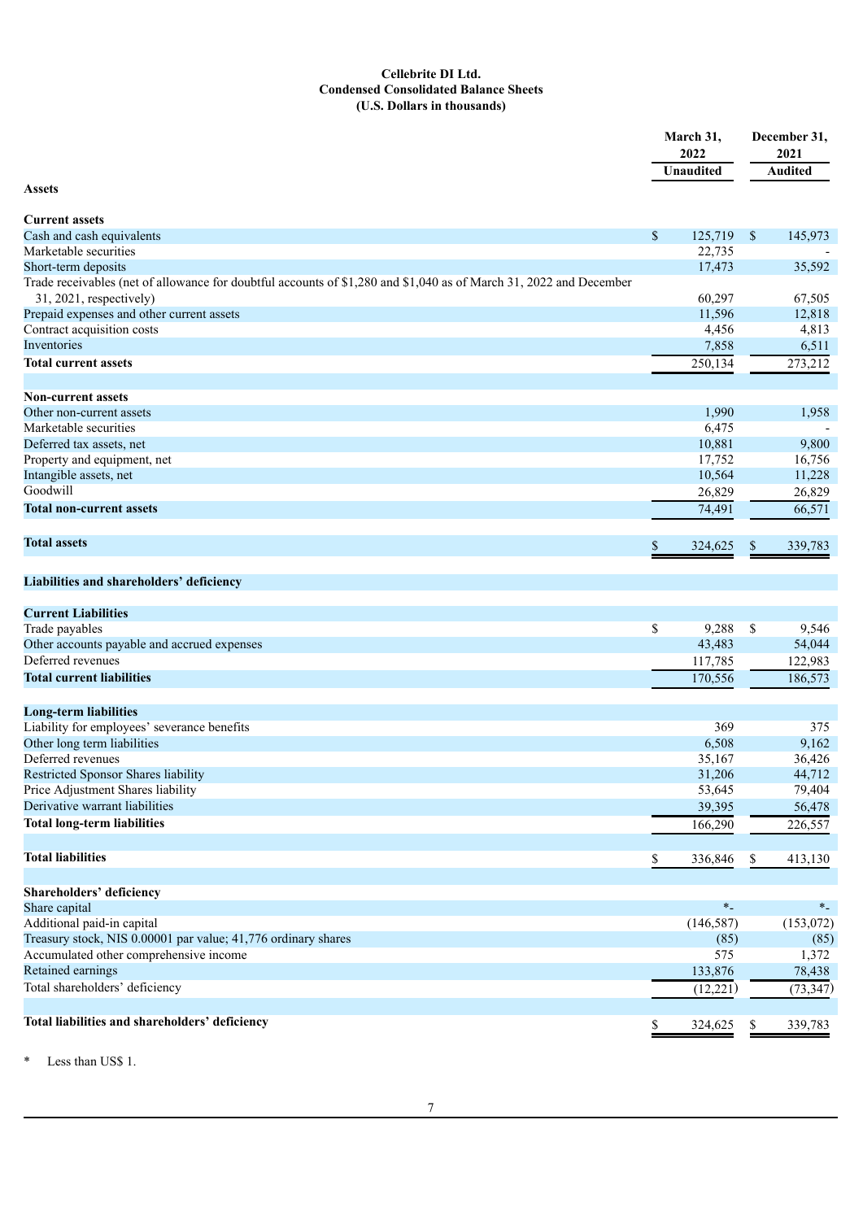**Cellebrite DI Ltd.**
**Condensed Consolidated Balance Sheets**
**(U.S. Dollars in thousands)**

| | March 31, 2022 | December 31, 2021 |
|---|---|---|
| | Unaudited | Audited |
| **Assets** | | |
| **Current assets** | | |
| Cash and cash equivalents | $ 125,719 | $ 145,973 |
| Marketable securities | 22,735 | - |
| Short-term deposits | 17,473 | 35,592 |
| Trade receivables (net of allowance for doubtful accounts of $1,280 and $1,040 as of March 31, 2022 and December 31, 2021, respectively) | 60,297 | 67,505 |
| Prepaid expenses and other current assets | 11,596 | 12,818 |
| Contract acquisition costs | 4,456 | 4,813 |
| Inventories | 7,858 | 6,511 |
| **Total current assets** | 250,134 | 273,212 |
| | | |
| **Non-current assets** | | |
| Other non-current assets | 1,990 | 1,958 |
| Marketable securities | 6,475 | - |
| Deferred tax assets, net | 10,881 | 9,800 |
| Property and equipment, net | 17,752 | 16,756 |
| Intangible assets, net | 10,564 | 11,228 |
| Goodwill | 26,829 | 26,829 |
| **Total non-current assets** | 74,491 | 66,571 |
| | | |
| **Total assets** | $ 324,625 | $ 339,783 |
| | | |
| **Liabilities and shareholders' deficiency** | | |
| **Current Liabilities** | | |
| Trade payables | $ 9,288 | $ 9,546 |
| Other accounts payable and accrued expenses | 43,483 | 54,044 |
| Deferred revenues | 117,785 | 122,983 |
| **Total current liabilities** | 170,556 | 186,573 |
| | | |
| **Long-term liabilities** | | |
| Liability for employees' severance benefits | 369 | 375 |
| Other long term liabilities | 6,508 | 9,162 |
| Deferred revenues | 35,167 | 36,426 |
| Restricted Sponsor Shares liability | 31,206 | 44,712 |
| Price Adjustment Shares liability | 53,645 | 79,404 |
| Derivative warrant liabilities | 39,395 | 56,478 |
| **Total long-term liabilities** | 166,290 | 226,557 |
| | | |
| **Total liabilities** | $ 336,846 | $ 413,130 |
| | | |
| **Shareholders' deficiency** | | |
| Share capital | *- | *- |
| Additional paid-in capital | (146,587) | (153,072) |
| Treasury stock, NIS 0.00001 par value; 41,776 ordinary shares | (85) | (85) |
| Accumulated other comprehensive income | 575 | 1,372 |
| Retained earnings | 133,876 | 78,438 |
| Total shareholders' deficiency | (12,221) | (73,347) |
| | | |
| **Total liabilities and shareholders' deficiency** | $ 324,625 | $ 339,783 |

* Less than US$ 1.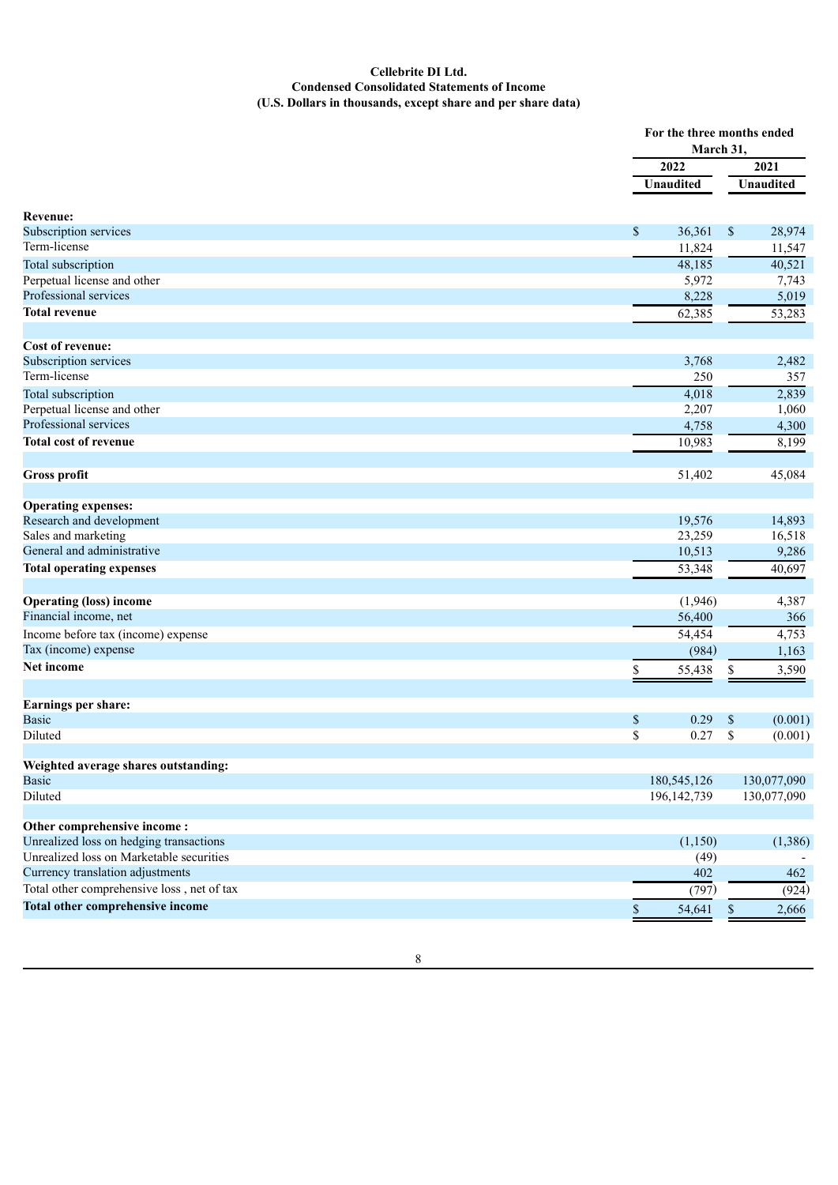**Cellebrite DI Ltd.**
**Condensed Consolidated Statements of Income**
**(U.S. Dollars in thousands, except share and per share data)**

| | For the three months ended March 31, | |
|---|---|---|
| | 2022 | 2021 |
| | Unaudited | Unaudited |
| **Revenue:** | | |
| Subscription services | $ 36,361 | $ 28,974 |
| Term-license | 11,824 | 11,547 |
| Total subscription | 48,185 | 40,521 |
| Perpetual license and other | 5,972 | 7,743 |
| Professional services | 8,228 | 5,019 |
| **Total revenue** | 62,385 | 53,283 |
| | | |
| **Cost of revenue:** | | |
| Subscription services | 3,768 | 2,482 |
| Term-license | 250 | 357 |
| Total subscription | 4,018 | 2,839 |
| Perpetual license and other | 2,207 | 1,060 |
| Professional services | 4,758 | 4,300 |
| **Total cost of revenue** | 10,983 | 8,199 |
| | | |
| **Gross profit** | 51,402 | 45,084 |
| | | |
| **Operating expenses:** | | |
| Research and development | 19,576 | 14,893 |
| Sales and marketing | 23,259 | 16,518 |
| General and administrative | 10,513 | 9,286 |
| **Total operating expenses** | 53,348 | 40,697 |
| | | |
| **Operating (loss) income** | (1,946) | 4,387 |
| Financial income, net | 56,400 | 366 |
| Income before tax (income) expense | 54,454 | 4,753 |
| Tax (income) expense | (984) | 1,163 |
| **Net income** | $ 55,438 | $ 3,590 |
| | | |
| **Earnings per share:** | | |
| Basic | $ 0.29 | $ (0.001) |
| Diluted | $ 0.27 | $ (0.001) |
| | | |
| **Weighted average shares outstanding:** | | |
| Basic | 180,545,126 | 130,077,090 |
| Diluted | 196,142,739 | 130,077,090 |
| | | |
| **Other comprehensive income :** | | |
| Unrealized loss on hedging transactions | (1,150) | (1,386) |
| Unrealized loss on Marketable securities | (49) | - |
| Currency translation adjustments | 402 | 462 |
| Total other comprehensive loss , net of tax | (797) | (924) |
| **Total other comprehensive income** | $ 54,641 | $ 2,666 |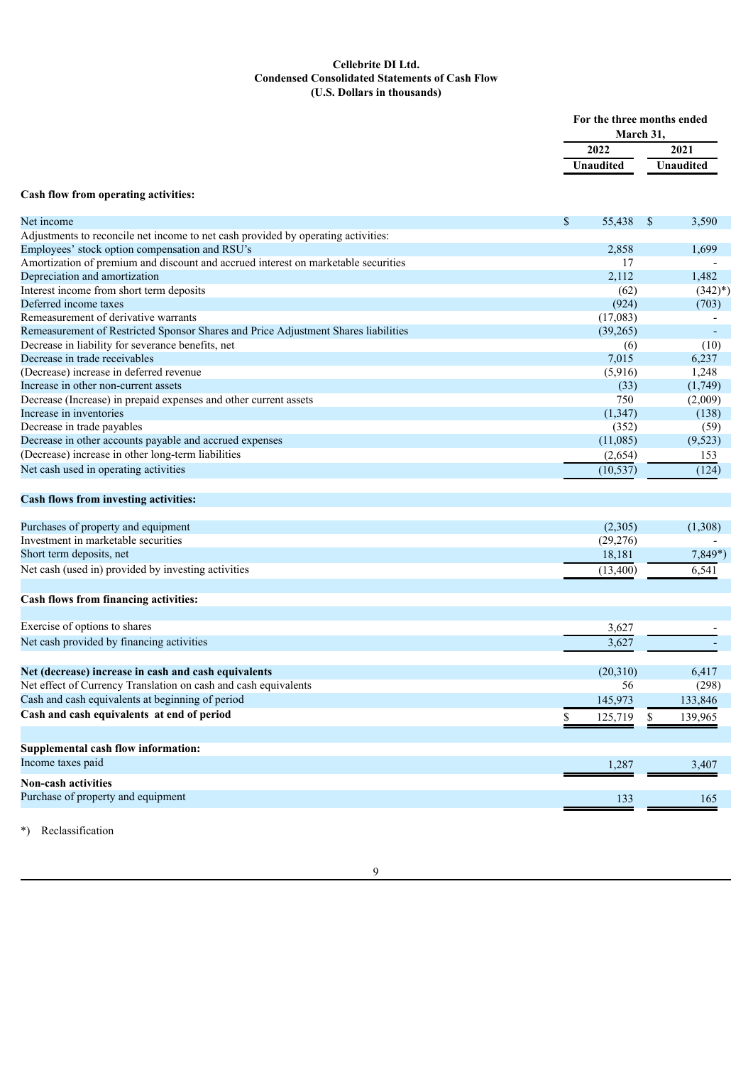**Cellebrite DI Ltd.**
**Condensed Consolidated Statements of Cash Flow**
**(U.S. Dollars in thousands)**

| | For the three months ended March 31, | |
|---|---|---|
| | 2022 | 2021 |
| | Unaudited | Unaudited |
| **Cash flow from operating activities:** | | |
| Net income | $ 55,438 | $ 3,590 |
| Adjustments to reconcile net income to net cash provided by operating activities: | | |
| Employees' stock option compensation and RSU's | 2,858 | 1,699 |
| Amortization of premium and discount and accrued interest on marketable securities | 17 | - |
| Depreciation and amortization | 2,112 | 1,482 |
| Interest income from short term deposits | (62) | (342)*) |
| Deferred income taxes | (924) | (703) |
| Remeasurement of derivative warrants | (17,083) | - |
| Remeasurement of Restricted Sponsor Shares and Price Adjustment Shares liabilities | (39,265) | - |
| Decrease in liability for severance benefits, net | (6) | (10) |
| Decrease in trade receivables | 7,015 | 6,237 |
| (Decrease) increase in deferred revenue | (5,916) | 1,248 |
| Increase in other non-current assets | (33) | (1,749) |
| Decrease (Increase) in prepaid expenses and other current assets | 750 | (2,009) |
| Increase in inventories | (1,347) | (138) |
| Decrease in trade payables | (352) | (59) |
| Decrease in other accounts payable and accrued expenses | (11,085) | (9,523) |
| (Decrease) increase in other long-term liabilities | (2,654) | 153 |
| Net cash used in operating activities | (10,537) | (124) |
| **Cash flows from investing activities:** | | |
| Purchases of property and equipment | (2,305) | (1,308) |
| Investment in marketable securities | (29,276) | - |
| Short term deposits, net | 18,181 | 7,849*) |
| Net cash (used in) provided by investing activities | (13,400) | 6,541 |
| **Cash flows from financing activities:** | | |
| Exercise of options to shares | 3,627 | - |
| Net cash provided by financing activities | 3,627 | - |
| **Net (decrease) increase in cash and cash equivalents** | (20,310) | 6,417 |
| Net effect of Currency Translation on cash and cash equivalents | 56 | (298) |
| Cash and cash equivalents at beginning of period | 145,973 | 133,846 |
| **Cash and cash equivalents at end of period** | $ 125,719 | $ 139,965 |
| **Supplemental cash flow information:** | | |
| Income taxes paid | 1,287 | 3,407 |
| **Non-cash activities** | | |
| Purchase of property and equipment | 133 | 165 |

*) Reclassification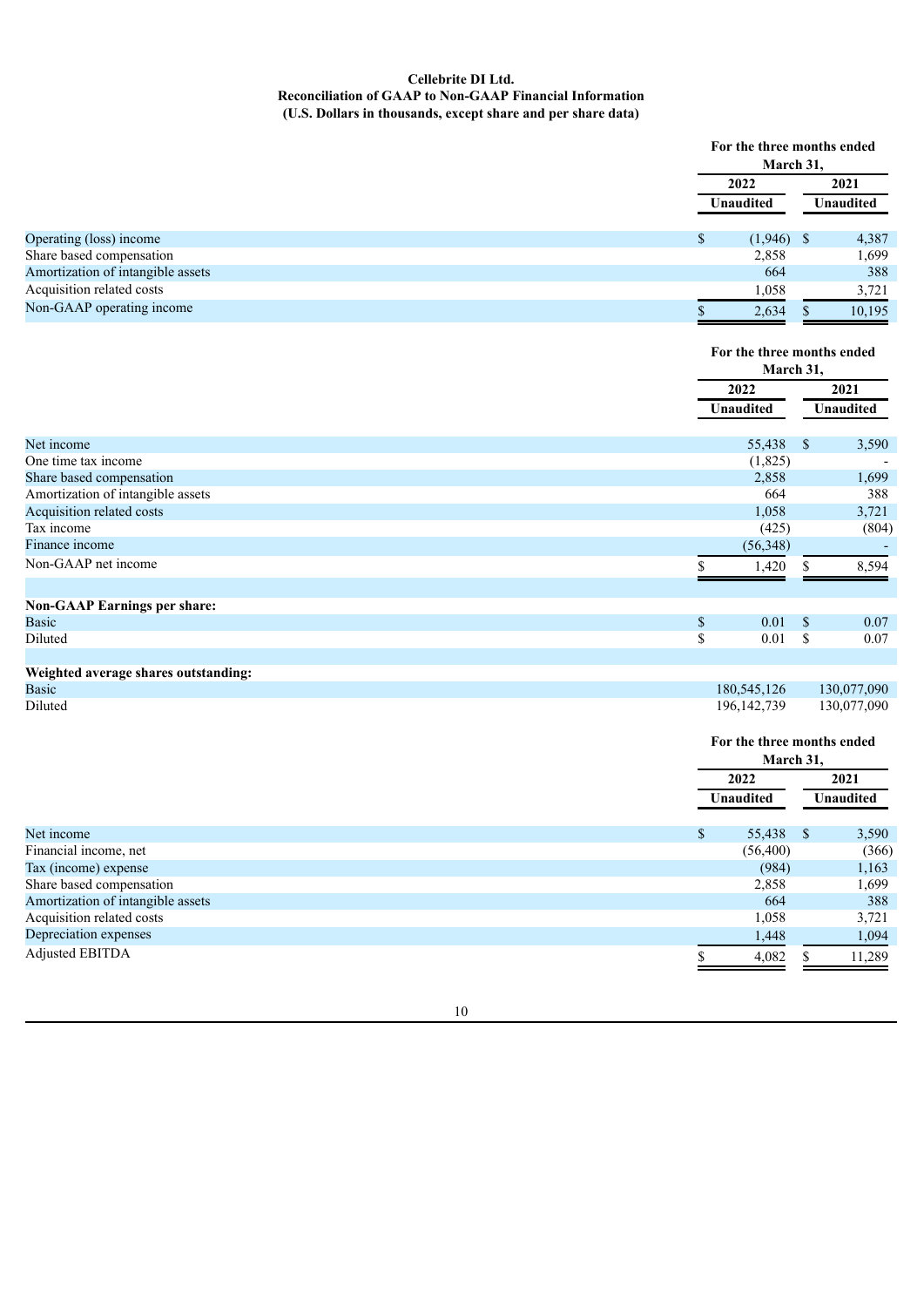**Cellebrite DI Ltd.**
**Reconciliation of GAAP to Non-GAAP Financial Information**
**(U.S. Dollars in thousands, except share and per share data)**

| | For the three months ended March 31, | |
|---|---|---|
| | 2022 | 2021 |
| | Unaudited | Unaudited |
| Operating (loss) income | $ (1,946) | $ 4,387 |
| Share based compensation | 2,858 | 1,699 |
| Amortization of intangible assets | 664 | 388 |
| Acquisition related costs | 1,058 | 3,721 |
| Non-GAAP operating income | $ 2,634 | $ 10,195 |

| | For the three months ended March 31, | |
|---|---|---|
| | 2022 | 2021 |
| | Unaudited | Unaudited |
| Net income | 55,438 | $ 3,590 |
| One time tax income | (1,825) | - |
| Share based compensation | 2,858 | 1,699 |
| Amortization of intangible assets | 664 | 388 |
| Acquisition related costs | 1,058 | 3,721 |
| Tax income | (425) | (804) |
| Finance income | (56,348) | - |
| Non-GAAP net income | $ 1,420 | $ 8,594 |
| | | |
| **Non-GAAP Earnings per share:** | | |
| Basic | $ 0.01 | $ 0.07 |
| Diluted | $ 0.01 | $ 0.07 |
| | | |
| **Weighted average shares outstanding:** | | |
| Basic | 180,545,126 | 130,077,090 |
| Diluted | 196,142,739 | 130,077,090 |

| | For the three months ended March 31, | |
|---|---|---|
| | 2022 | 2021 |
| | Unaudited | Unaudited |
| Net income | $ 55,438 | $ 3,590 |
| Financial income, net | (56,400) | (366) |
| Tax (income) expense | (984) | 1,163 |
| Share based compensation | 2,858 | 1,699 |
| Amortization of intangible assets | 664 | 388 |
| Acquisition related costs | 1,058 | 3,721 |
| Depreciation expenses | 1,448 | 1,094 |
| Adjusted EBITDA | $ 4,082 | $ 11,289 |